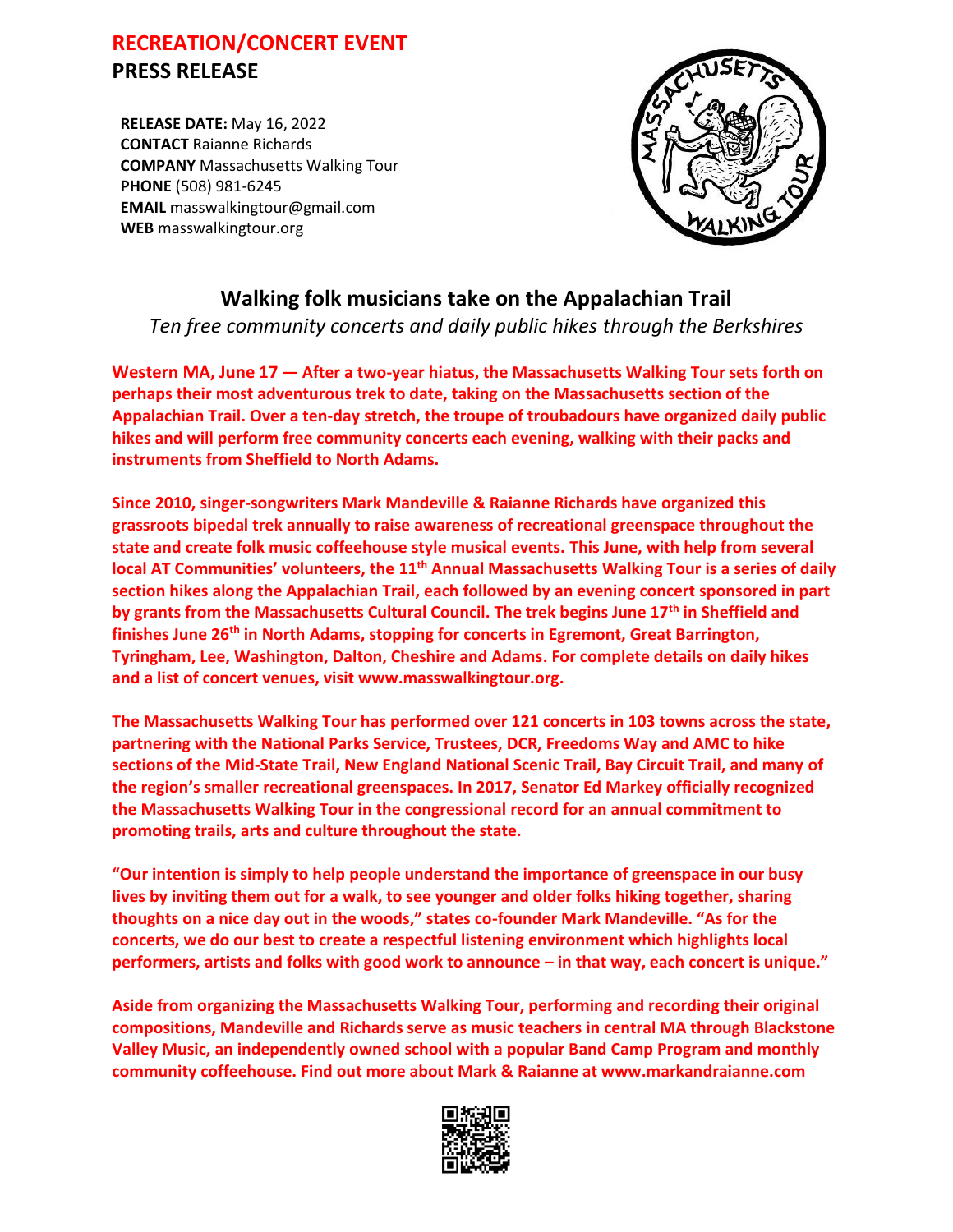# RECREATION/CONCERT EVENT
## PRESS RELEASE

**RELEASE DATE:** May 16, 2022
**CONTACT** Raianne Richards
**COMPANY** Massachusetts Walking Tour
**PHONE** (508) 981-6245
**EMAIL** masswalkingtour@gmail.com
**WEB** masswalkingtour.org

## Walking folk musicians take on the Appalachian Trail

*Ten free community concerts and daily public hikes through the Berkshires*

**Western MA, June 17 — After a two-year hiatus, the Massachusetts Walking Tour sets forth on perhaps their most adventurous trek to date, taking on the Massachusetts section of the Appalachian Trail. Over a ten-day stretch, the troupe of troubadours have organized daily public hikes and will perform free community concerts each evening, walking with their packs and instruments from Sheffield to North Adams.**

**Since 2010, singer-songwriters Mark Mandeville & Raianne Richards have organized this grassroots bipedal trek annually to raise awareness of recreational greenspace throughout the state and create folk music coffeehouse style musical events. This June, with help from several local AT Communities' volunteers, the 11th Annual Massachusetts Walking Tour is a series of daily section hikes along the Appalachian Trail, each followed by an evening concert sponsored in part by grants from the Massachusetts Cultural Council. The trek begins June 17th in Sheffield and finishes June 26th in North Adams, stopping for concerts in Egremont, Great Barrington, Tyringham, Lee, Washington, Dalton, Cheshire and Adams. For complete details on daily hikes and a list of concert venues, visit www.masswalkingtour.org.**

**The Massachusetts Walking Tour has performed over 121 concerts in 103 towns across the state, partnering with the National Parks Service, Trustees, DCR, Freedoms Way and AMC to hike sections of the Mid-State Trail, New England National Scenic Trail, Bay Circuit Trail, and many of the region's smaller recreational greenspaces. In 2017, Senator Ed Markey officially recognized the Massachusetts Walking Tour in the congressional record for an annual commitment to promoting trails, arts and culture throughout the state.**

**"Our intention is simply to help people understand the importance of greenspace in our busy lives by inviting them out for a walk, to see younger and older folks hiking together, sharing thoughts on a nice day out in the woods," states co-founder Mark Mandeville. "As for the concerts, we do our best to create a respectful listening environment which highlights local performers, artists and folks with good work to announce – in that way, each concert is unique."**

**Aside from organizing the Massachusetts Walking Tour, performing and recording their original compositions, Mandeville and Richards serve as music teachers in central MA through Blackstone Valley Music, an independently owned school with a popular Band Camp Program and monthly community coffeehouse. Find out more about Mark & Raianne at www.markandraianne.com**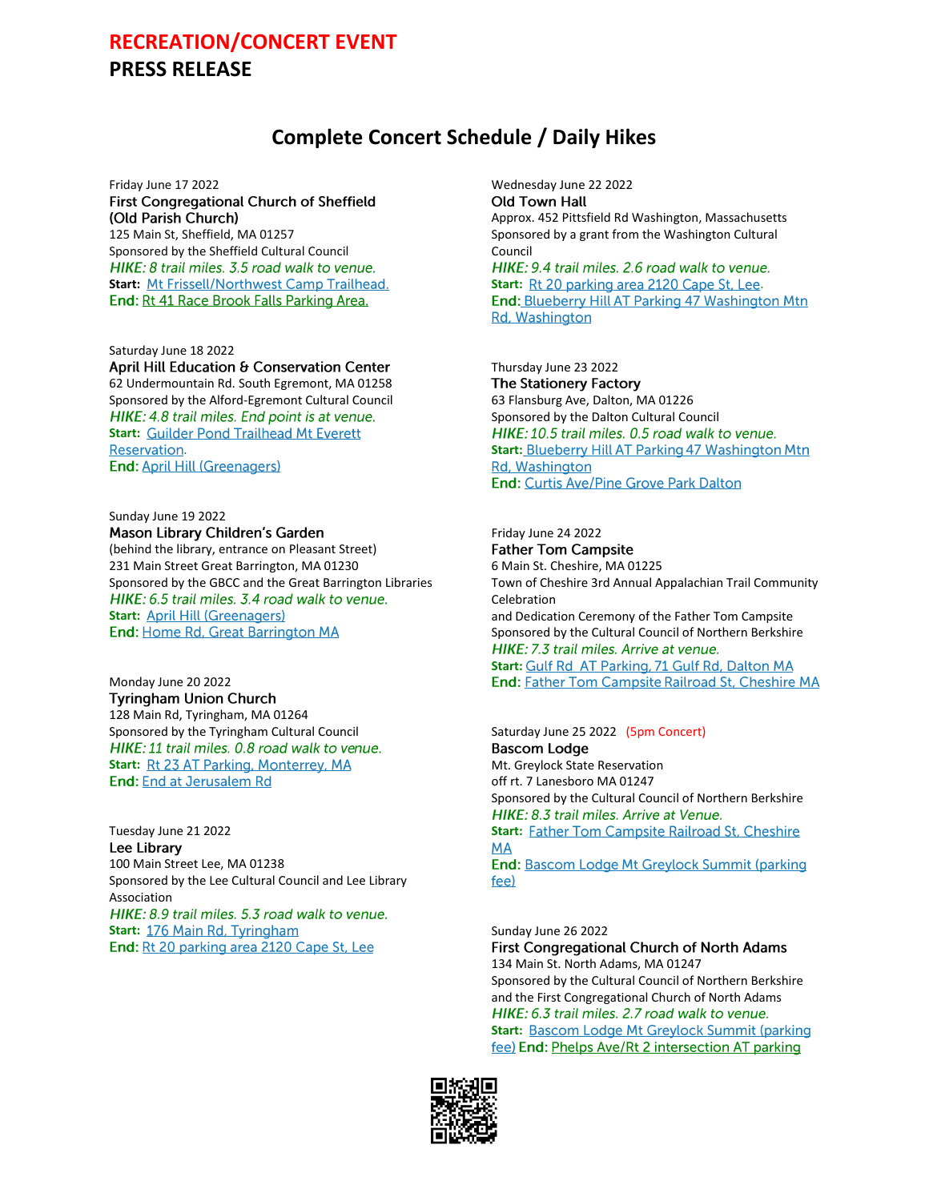# RECREATION/CONCERT EVENT

# PRESS RELEASE

## Complete Concert Schedule / Daily Hikes

Friday June 17 2022
**First Congregational Church of Sheffield (Old Parish Church)**
125 Main St, Sheffield, MA 01257
Sponsored by the Sheffield Cultural Council
*HIKE: 8 trail miles. 3.5 road walk to venue.*
**Start:** Mt Frissell/Northwest Camp Trailhead.
**End:** Rt 41 Race Brook Falls Parking Area.

Saturday June 18 2022
**April Hill Education & Conservation Center**
62 Undermountain Rd. South Egremont, MA 01258
Sponsored by the Alford-Egremont Cultural Council
*HIKE: 4.8 trail miles. End point is at venue.*
**Start:** Guilder Pond Trailhead Mt Everett Reservation.
**End:** April Hill (Greenagers)

Sunday June 19 2022
**Mason Library Children's Garden**
(behind the library, entrance on Pleasant Street)
231 Main Street Great Barrington, MA 01230
Sponsored by the GBCC and the Great Barrington Libraries
*HIKE: 6.5 trail miles. 3.4 road walk to venue.*
**Start:** April Hill (Greenagers)
**End:** Home Rd, Great Barrington MA

Monday June 20 2022
**Tyringham Union Church**
128 Main Rd, Tyringham, MA 01264
Sponsored by the Tyringham Cultural Council
*HIKE: 11 trail miles. 0.8 road walk to venue.*
**Start:** Rt 23 AT Parking, Monterey, MA
**End:** End at Jerusalem Rd

Tuesday June 21 2022
**Lee Library**
100 Main Street Lee, MA 01238
Sponsored by the Lee Cultural Council and Lee Library Association
*HIKE: 8.9 trail miles. 5.3 road walk to venue.*
**Start:** 176 Main Rd, Tyringham
**End:** Rt 20 parking area 2120 Cape St, Lee

Wednesday June 22 2022
**Old Town Hall**
Approx. 452 Pittsfield Rd Washington, Massachusetts
Sponsored by a grant from the Washington Cultural Council
*HIKE: 9.4 trail miles. 2.6 road walk to venue.*
**Start:** Rt 20 parking area 2120 Cape St, Lee.
**End:** Blueberry Hill AT Parking 47 Washington Mtn Rd, Washington

Thursday June 23 2022
**The Stationery Factory**
63 Flansburg Ave, Dalton, MA 01226
Sponsored by the Dalton Cultural Council
*HIKE: 10.5 trail miles. 0.5 road walk to venue.*
**Start:** Blueberry Hill AT Parking 47 Washington Mtn Rd, Washington
**End:** Curtis Ave/Pine Grove Park Dalton

Friday June 24 2022
**Father Tom Campsite**
6 Main St. Cheshire, MA 01225
Town of Cheshire 3rd Annual Appalachian Trail Community Celebration
and Dedication Ceremony of the Father Tom Campsite
Sponsored by the Cultural Council of Northern Berkshire
*HIKE: 7.3 trail miles. Arrive at venue.*
**Start:** Gulf Rd AT Parking, 71 Gulf Rd, Dalton MA
**End:** Father Tom Campsite Railroad St, Cheshire MA

Saturday June 25 2022 (5pm Concert)
**Bascom Lodge**
Mt. Greylock State Reservation
off rt. 7 Lanesboro MA 01247
Sponsored by the Cultural Council of Northern Berkshire
*HIKE: 8.3 trail miles. Arrive at Venue.*
**Start:** Father Tom Campsite Railroad St, Cheshire MA
**End:** Bascom Lodge Mt Greylock Summit (parking fee)

Sunday June 26 2022
**First Congregational Church of North Adams**
134 Main St. North Adams, MA 01247
Sponsored by the Cultural Council of Northern Berkshire and the First Congregational Church of North Adams
*HIKE: 6.3 trail miles. 2.7 road walk to venue.*
**Start:** Bascom Lodge Mt Greylock Summit (parking fee) **End:** Phelps Ave/Rt 2 intersection AT parking